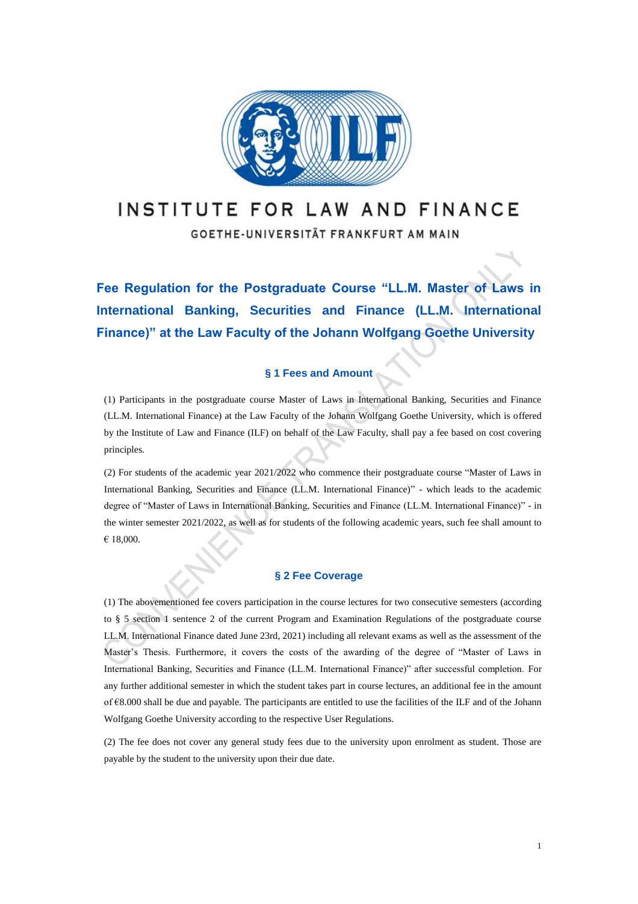INSTITUTE FOR LAW AND FINANCE

GOETHE-UNIVERSITÄT FRANKFURT AM MAIN

# Fee Regulation for the Postgraduate Course "LL.M. Master of Laws in International Banking, Securities and Finance (LL.M. International Finance)" at the Law Faculty of the Johann Wolfgang Goethe University

## § 1 Fees and Amount

(1) Participants in the postgraduate course Master of Laws in International Banking, Securities and Finance (LL.M. International Finance) at the Law Faculty of the Johann Wolfgang Goethe University, which is offered by the Institute of Law and Finance (ILF) on behalf of the Law Faculty, shall pay a fee based on cost covering principles.

(2) For students of the academic year 2021/2022 who commence their postgraduate course "Master of Laws in International Banking, Securities and Finance (LL.M. International Finance)" - which leads to the academic degree of "Master of Laws in International Banking, Securities and Finance (LL.M. International Finance)" - in the winter semester 2021/2022, as well as for students of the following academic years, such fee shall amount to € 18,000.

## § 2 Fee Coverage

(1) The abovementioned fee covers participation in the course lectures for two consecutive semesters (according to § 5 section 1 sentence 2 of the current Program and Examination Regulations of the postgraduate course LL.M. International Finance dated June 23rd, 2021) including all relevant exams as well as the assessment of the Master's Thesis. Furthermore, it covers the costs of the awarding of the degree of "Master of Laws in International Banking, Securities and Finance (LL.M. International Finance)" after successful completion. For any further additional semester in which the student takes part in course lectures, an additional fee in the amount of €8.000 shall be due and payable. The participants are entitled to use the facilities of the ILF and of the Johann Wolfgang Goethe University according to the respective User Regulations.

(2) The fee does not cover any general study fees due to the university upon enrolment as student. Those are payable by the student to the university upon their due date.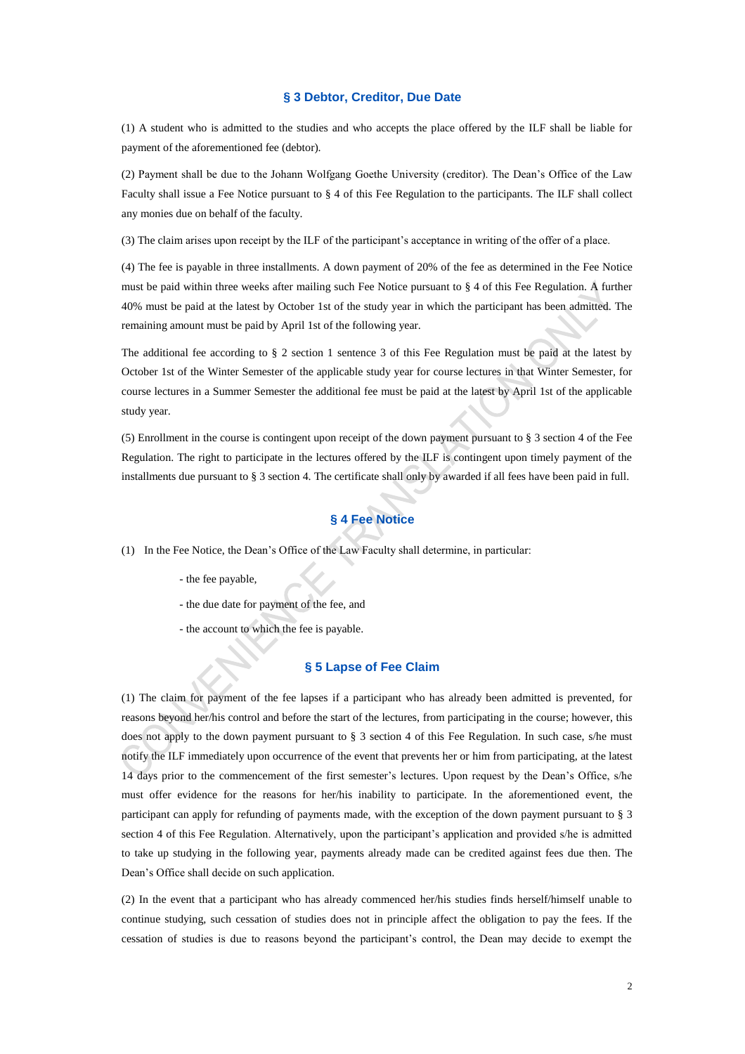## § 3 Debtor, Creditor, Due Date

(1) A student who is admitted to the studies and who accepts the place offered by the ILF shall be liable for payment of the aforementioned fee (debtor).

(2) Payment shall be due to the Johann Wolfgang Goethe University (creditor). The Dean's Office of the Law Faculty shall issue a Fee Notice pursuant to § 4 of this Fee Regulation to the participants. The ILF shall collect any monies due on behalf of the faculty.

(3) The claim arises upon receipt by the ILF of the participant's acceptance in writing of the offer of a place.

(4) The fee is payable in three installments. A down payment of 20% of the fee as determined in the Fee Notice must be paid within three weeks after mailing such Fee Notice pursuant to § 4 of this Fee Regulation. A further 40% must be paid at the latest by October 1st of the study year in which the participant has been admitted. The remaining amount must be paid by April 1st of the following year.

The additional fee according to § 2 section 1 sentence 3 of this Fee Regulation must be paid at the latest by October 1st of the Winter Semester of the applicable study year for course lectures in that Winter Semester, for course lectures in a Summer Semester the additional fee must be paid at the latest by April 1st of the applicable study year.

(5) Enrollment in the course is contingent upon receipt of the down payment pursuant to § 3 section 4 of the Fee Regulation. The right to participate in the lectures offered by the ILF is contingent upon timely payment of the installments due pursuant to § 3 section 4. The certificate shall only by awarded if all fees have been paid in full.

## § 4 Fee Notice

(1) In the Fee Notice, the Dean's Office of the Law Faculty shall determine, in particular:

- the fee payable,
- the due date for payment of the fee, and
- the account to which the fee is payable.

## § 5 Lapse of Fee Claim

(1) The claim for payment of the fee lapses if a participant who has already been admitted is prevented, for reasons beyond her/his control and before the start of the lectures, from participating in the course; however, this does not apply to the down payment pursuant to § 3 section 4 of this Fee Regulation. In such case, s/he must notify the ILF immediately upon occurrence of the event that prevents her or him from participating, at the latest 14 days prior to the commencement of the first semester's lectures. Upon request by the Dean's Office, s/he must offer evidence for the reasons for her/his inability to participate. In the aforementioned event, the participant can apply for refunding of payments made, with the exception of the down payment pursuant to § 3 section 4 of this Fee Regulation. Alternatively, upon the participant's application and provided s/he is admitted to take up studying in the following year, payments already made can be credited against fees due then. The Dean's Office shall decide on such application.

(2) In the event that a participant who has already commenced her/his studies finds herself/himself unable to continue studying, such cessation of studies does not in principle affect the obligation to pay the fees. If the cessation of studies is due to reasons beyond the participant's control, the Dean may decide to exempt the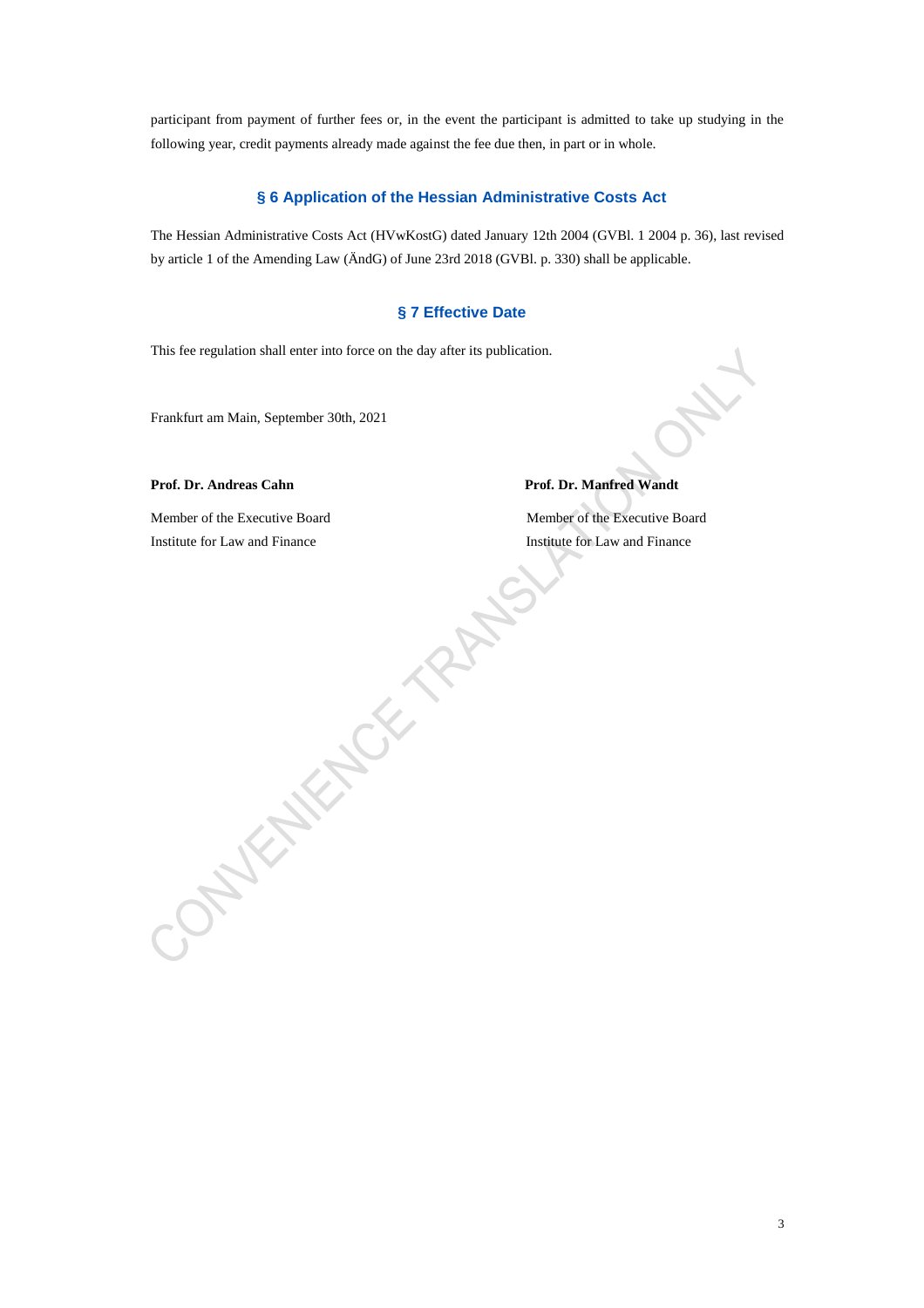participant from payment of further fees or, in the event the participant is admitted to take up studying in the following year, credit payments already made against the fee due then, in part or in whole.

## § 6 Application of the Hessian Administrative Costs Act

The Hessian Administrative Costs Act (HVwKostG) dated January 12th 2004 (GVBl. 1 2004 p. 36), last revised by article 1 of the Amending Law (ÄndG) of June 23rd 2018 (GVBl. p. 330) shall be applicable.

## § 7 Effective Date

This fee regulation shall enter into force on the day after its publication.

Frankfurt am Main, September 30th, 2021

**Prof. Dr. Andreas Cahn**

Member of the Executive Board
Institute for Law and Finance

**Prof. Dr. Manfred Wandt**

Member of the Executive Board
Institute for Law and Finance